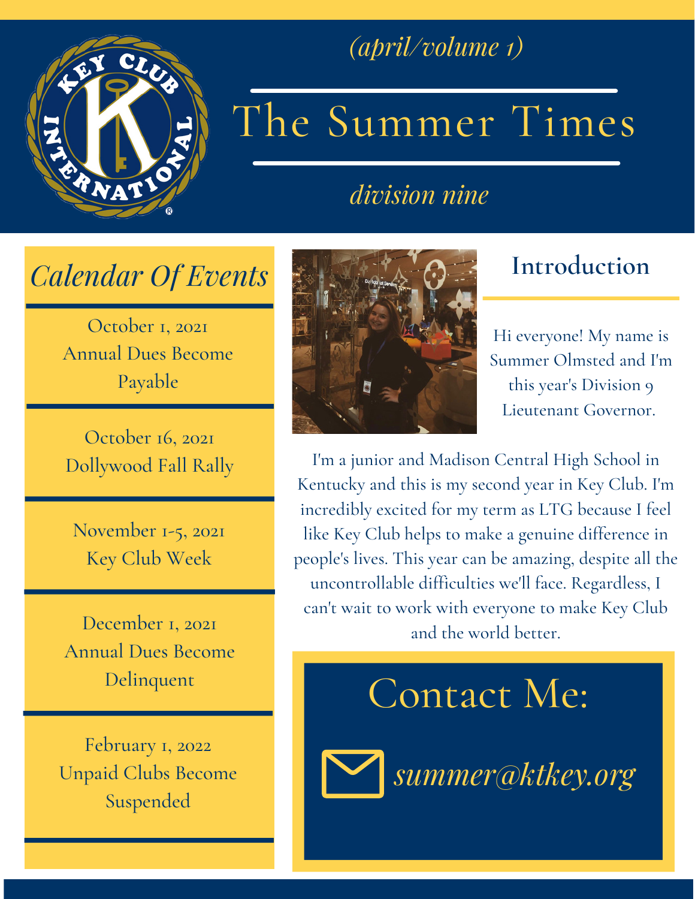*(april/volume 1)*

# The Summer Times

*division nine*

## *Calendar Of Events*

October 1, 2021
Annual Dues Become Payable

October 16, 2021
Dollywood Fall Rally

November 1-5, 2021
Key Club Week

December 1, 2021
Annual Dues Become Delinquent

February 1, 2022
Unpaid Clubs Become Suspended

## Introduction

Hi everyone! My name is Summer Olmsted and I'm this year's Division 9 Lieutenant Governor.

I'm a junior and Madison Central High School in Kentucky and this is my second year in Key Club. I'm incredibly excited for my term as LTG because I feel like Key Club helps to make a genuine difference in people's lives. This year can be amazing, despite all the uncontrollable difficulties we'll face. Regardless, I can't wait to work with everyone to make Key Club and the world better.

## Contact Me:

*summer@ktkey.org*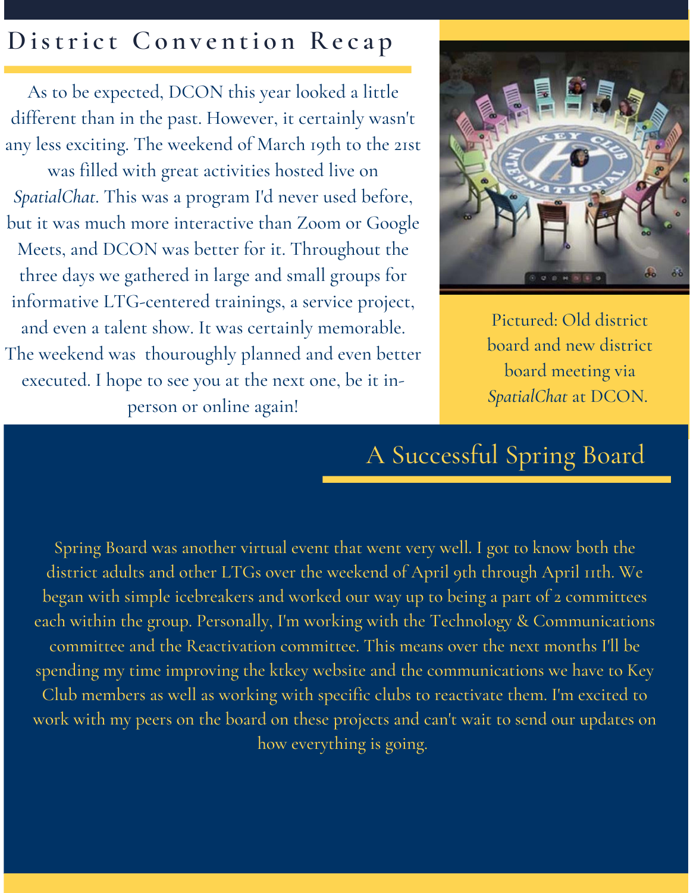## District Convention Recap

As to be expected, DCON this year looked a little different than in the past. However, it certainly wasn't any less exciting. The weekend of March 19th to the 21st was filled with great activities hosted live on *SpatialChat*. This was a program I'd never used before, but it was much more interactive than Zoom or Google Meets, and DCON was better for it. Throughout the three days we gathered in large and small groups for informative LTG-centered trainings, a service project, and even a talent show. It was certainly memorable. The weekend was thouroughly planned and even better executed. I hope to see you at the next one, be it in-person or online again!

Pictured: Old district board and new district board meeting via *SpatialChat* at DCON.

## A Successful Spring Board

Spring Board was another virtual event that went very well. I got to know both the district adults and other LTGs over the weekend of April 9th through April 11th. We began with simple icebreakers and worked our way up to being a part of 2 committees each within the group. Personally, I'm working with the Technology & Communications committee and the Reactivation committee. This means over the next months I'll be spending my time improving the ktkey website and the communications we have to Key Club members as well as working with specific clubs to reactivate them. I'm excited to work with my peers on the board on these projects and can't wait to send our updates on how everything is going.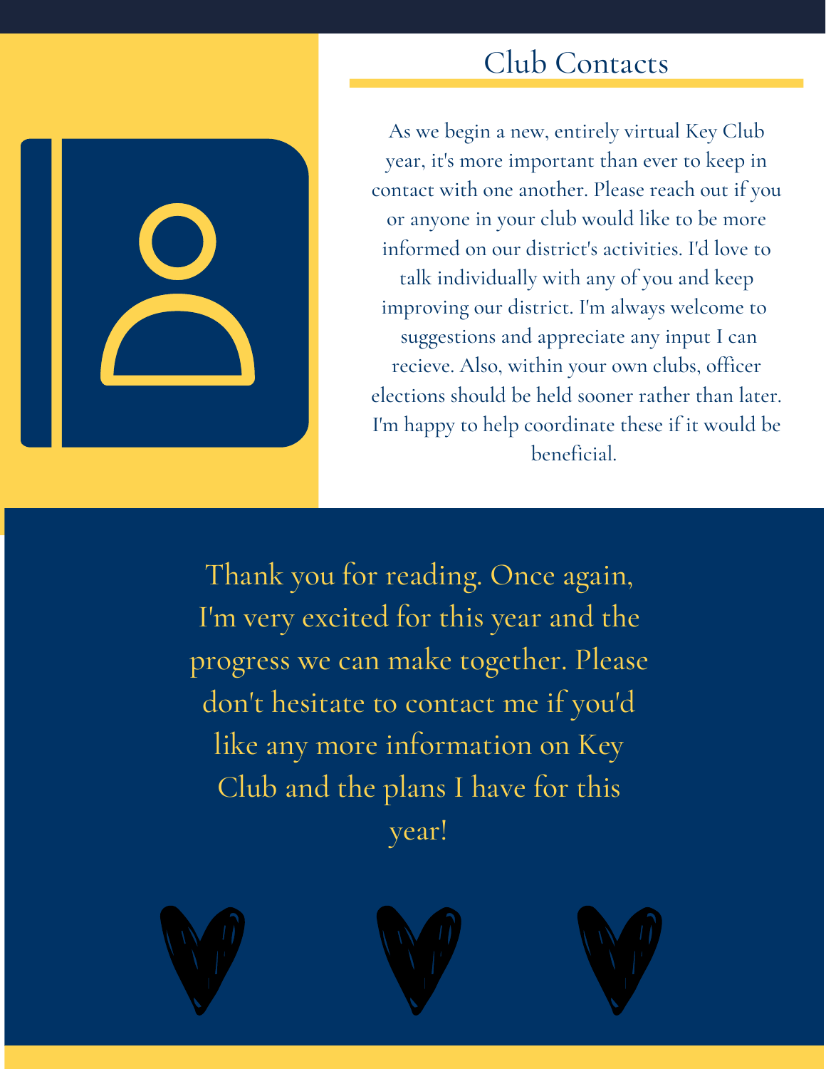## Club Contacts

As we begin a new, entirely virtual Key Club year, it's more important than ever to keep in contact with one another. Please reach out if you or anyone in your club would like to be more informed on our district's activities. I'd love to talk individually with any of you and keep improving our district. I'm always welcome to suggestions and appreciate any input I can recieve. Also, within your own clubs, officer elections should be held sooner rather than later. I'm happy to help coordinate these if it would be beneficial.

Thank you for reading. Once again, I'm very excited for this year and the progress we can make together. Please don't hesitate to contact me if you'd like any more information on Key Club and the plans I have for this year!